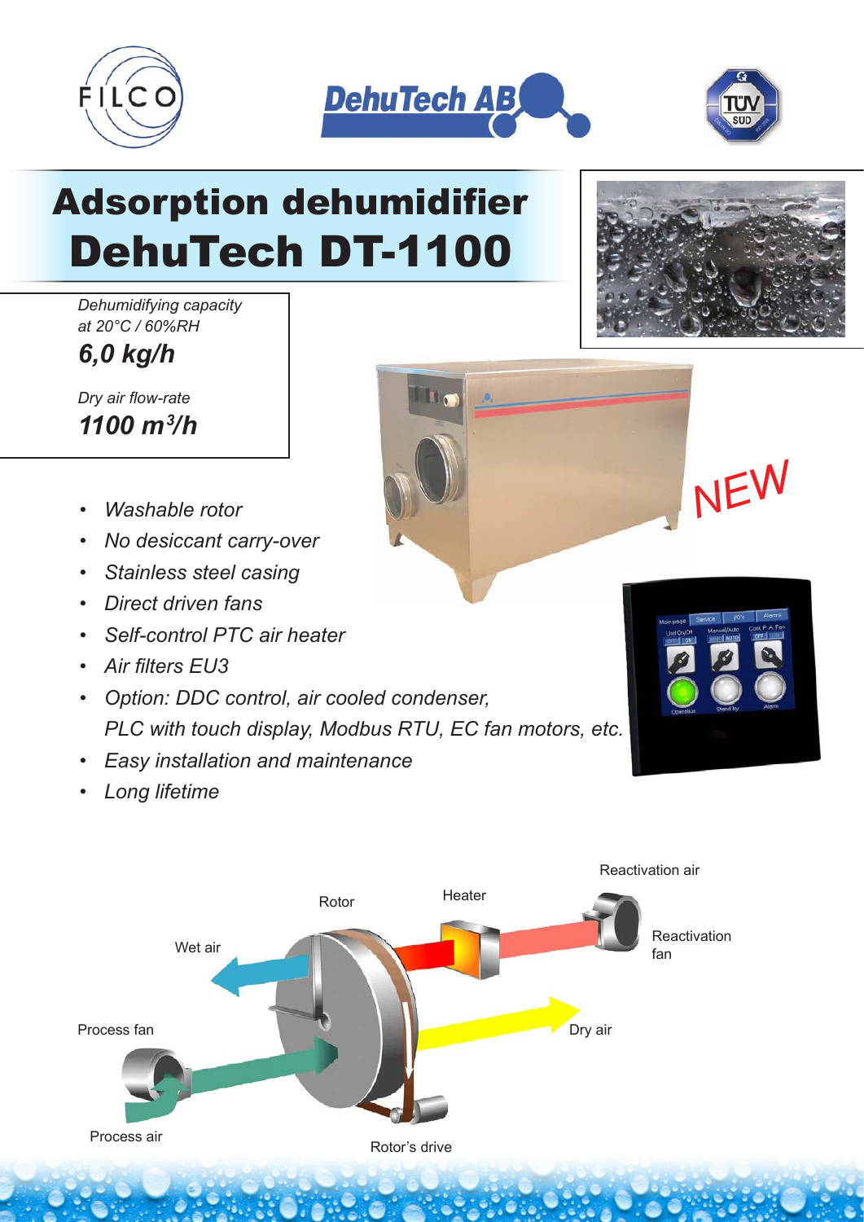# Adsorption dehumidifier
# DehuTech DT-1100

*Dehumidifying capacity at 20°C / 60%RH*

***6,0 kg/h***

*Dry air flow-rate*

***1100 m³/h***

NEW

- *Washable rotor*
- *No desiccant carry-over*
- *Stainless steel casing*
- *Direct driven fans*
- *Self-control PTC air heater*
- *Air filters EU3*
- *Option: DDC control, air cooled condenser, PLC with touch display, Modbus RTU, EC fan motors, etc.*
- *Easy installation and maintenance*
- *Long lifetime*

Reactivation air

Rotor

Heater

Wet air

Reactivation fan

Process fan

Dry air

Process air

Rotor's drive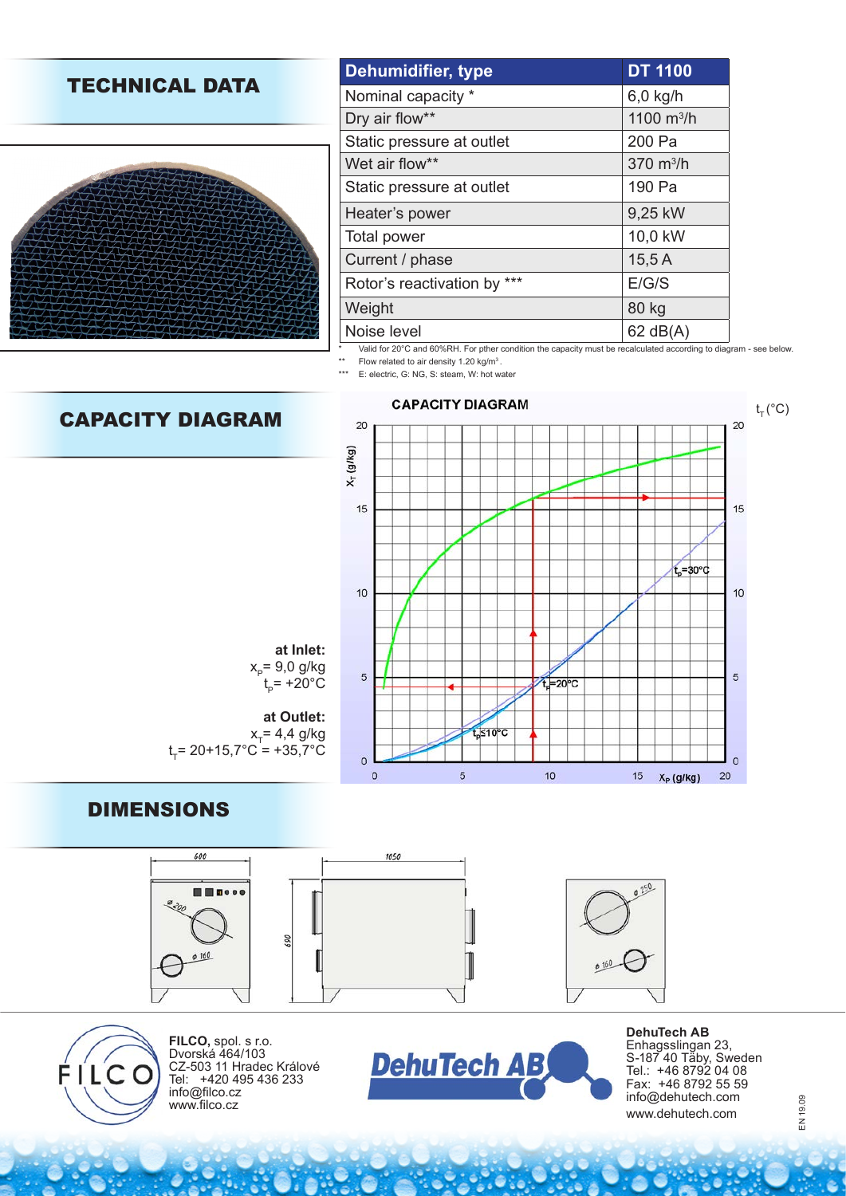## TECHNICAL DATA

| Dehumidifier, type | DT 1100 |
|---|---|
| Nominal capacity * | 6,0 kg/h |
| Dry air flow** | 1100 m³/h |
| Static pressure at outlet | 200 Pa |
| Wet air flow** | 370 m³/h |
| Static pressure at outlet | 190 Pa |
| Heater's power | 9,25 kW |
| Total power | 10,0 kW |
| Current / phase | 15,5 A |
| Rotor's reactivation by *** | E/G/S |
| Weight | 80 kg |
| Noise level | 62 dB(A) |

\* Valid for 20°C and 60%RH. For pther condition the capacity must be recalculated according to diagram - see below.

\** Flow related to air density 1.20 kg/m³.

\*** E: electric, G: NG, S: steam, W: hot water

## CAPACITY DIAGRAM

CAPACITY DIAGRAM

$x_T$ (g/kg)

$t_T$ (°C)

20, 15, 10, 5, 0

0, 5, 10, 15, 20 $x_P$ (g/kg)

$t_P$=30°C

$t_P$=20°C

$t_P$≤10°C

**at Inlet:**
$x_P$= 9,0 g/kg
$t_P$= +20°C

**at Outlet:**
$x_T$= 4,4 g/kg
$t_T$= 20+15,7°C = +35,7°C

## DIMENSIONS

600

ø 200

ø 160

1050

690

ø 250

ø 160

**FILCO,** spol. s r.o.
Dvorská 464/103
CZ-503 11 Hradec Králové
Tel: +420 495 436 233
info@filco.cz
www.filco.cz

**DehuTech AB**
Enhagsslingan 23,
S-187 40 Täby, Sweden
Tel.: +46 8792 04 08
Fax: +46 8792 55 59
info@dehutech.com
www.dehutech.com

EN 19.09